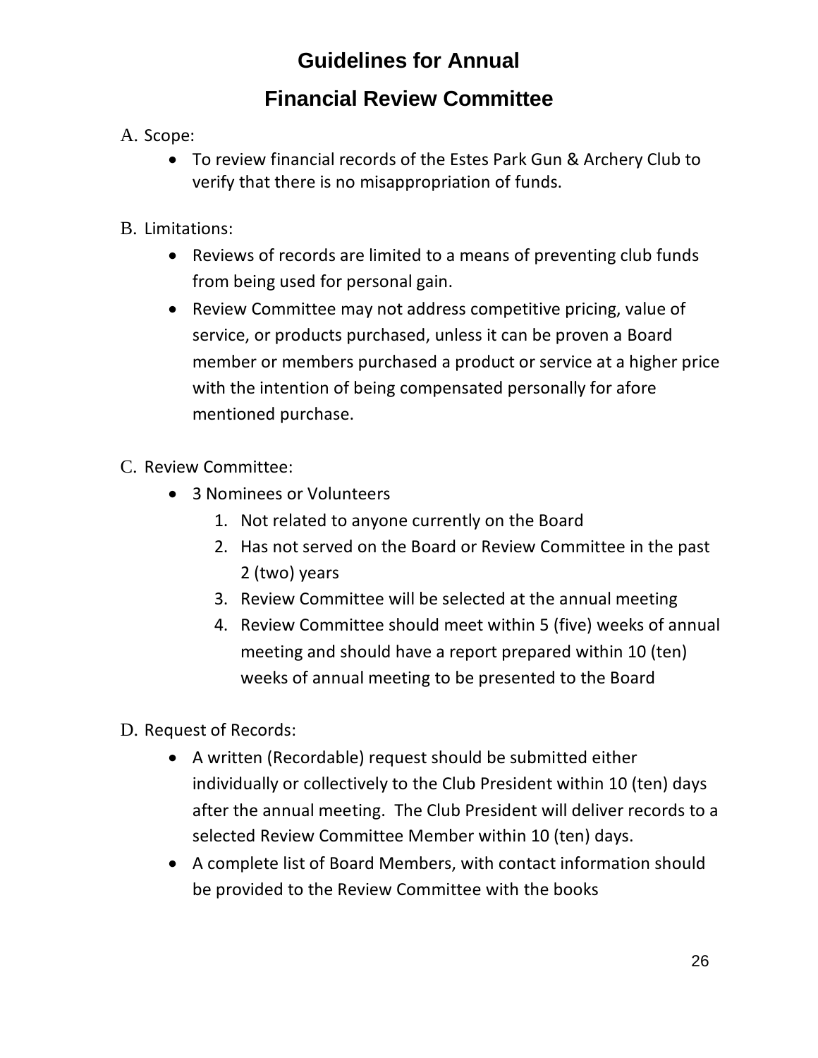# Guidelines for Annual

# Financial Review Committee

A. Scope:

- To review financial records of the Estes Park Gun & Archery Club to verify that there is no misappropriation of funds.

B. Limitations:

- Reviews of records are limited to a means of preventing club funds from being used for personal gain.
- Review Committee may not address competitive pricing, value of service, or products purchased, unless it can be proven a Board member or members purchased a product or service at a higher price with the intention of being compensated personally for afore mentioned purchase.

C. Review Committee:

- 3 Nominees or Volunteers
  1. Not related to anyone currently on the Board
  2. Has not served on the Board or Review Committee in the past 2 (two) years
  3. Review Committee will be selected at the annual meeting
  4. Review Committee should meet within 5 (five) weeks of annual meeting and should have a report prepared within 10 (ten) weeks of annual meeting to be presented to the Board

D. Request of Records:

- A written (Recordable) request should be submitted either individually or collectively to the Club President within 10 (ten) days after the annual meeting. The Club President will deliver records to a selected Review Committee Member within 10 (ten) days.
- A complete list of Board Members, with contact information should be provided to the Review Committee with the books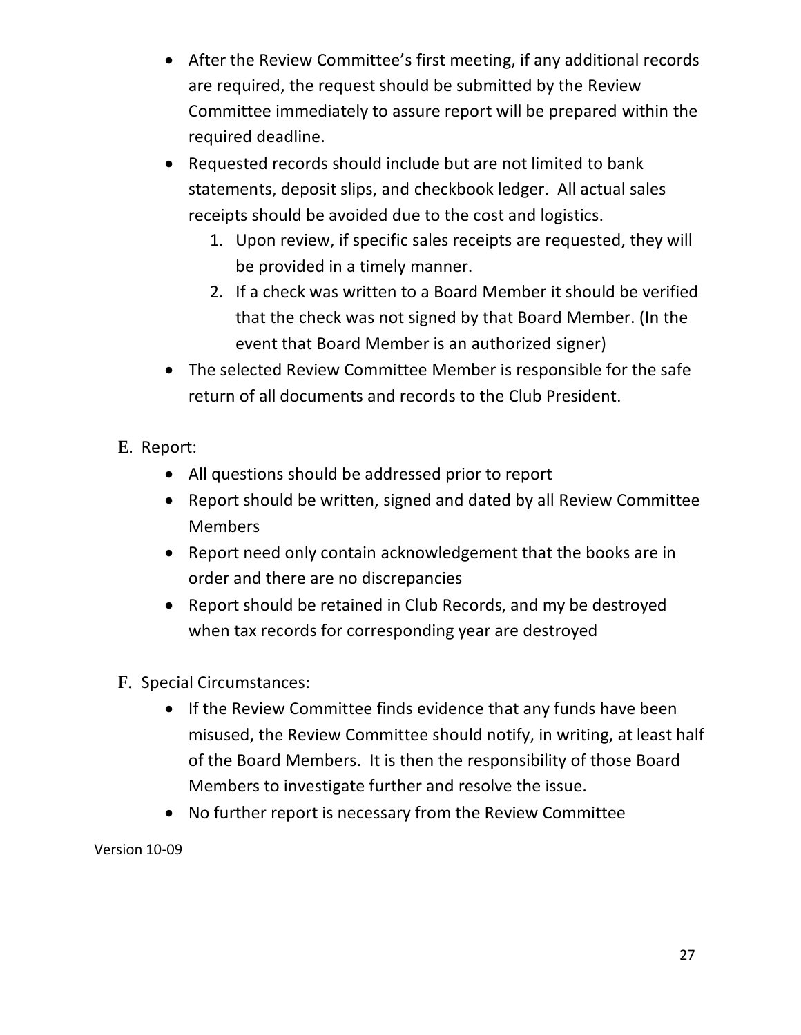- After the Review Committee's first meeting, if any additional records are required, the request should be submitted by the Review Committee immediately to assure report will be prepared within the required deadline.
- Requested records should include but are not limited to bank statements, deposit slips, and checkbook ledger. All actual sales receipts should be avoided due to the cost and logistics.
    1. Upon review, if specific sales receipts are requested, they will be provided in a timely manner.
    2. If a check was written to a Board Member it should be verified that the check was not signed by that Board Member. (In the event that Board Member is an authorized signer)
- The selected Review Committee Member is responsible for the safe return of all documents and records to the Club President.

E. Report:

- All questions should be addressed prior to report
- Report should be written, signed and dated by all Review Committee Members
- Report need only contain acknowledgement that the books are in order and there are no discrepancies
- Report should be retained in Club Records, and my be destroyed when tax records for corresponding year are destroyed

F. Special Circumstances:

- If the Review Committee finds evidence that any funds have been misused, the Review Committee should notify, in writing, at least half of the Board Members. It is then the responsibility of those Board Members to investigate further and resolve the issue.
- No further report is necessary from the Review Committee

Version 10-09